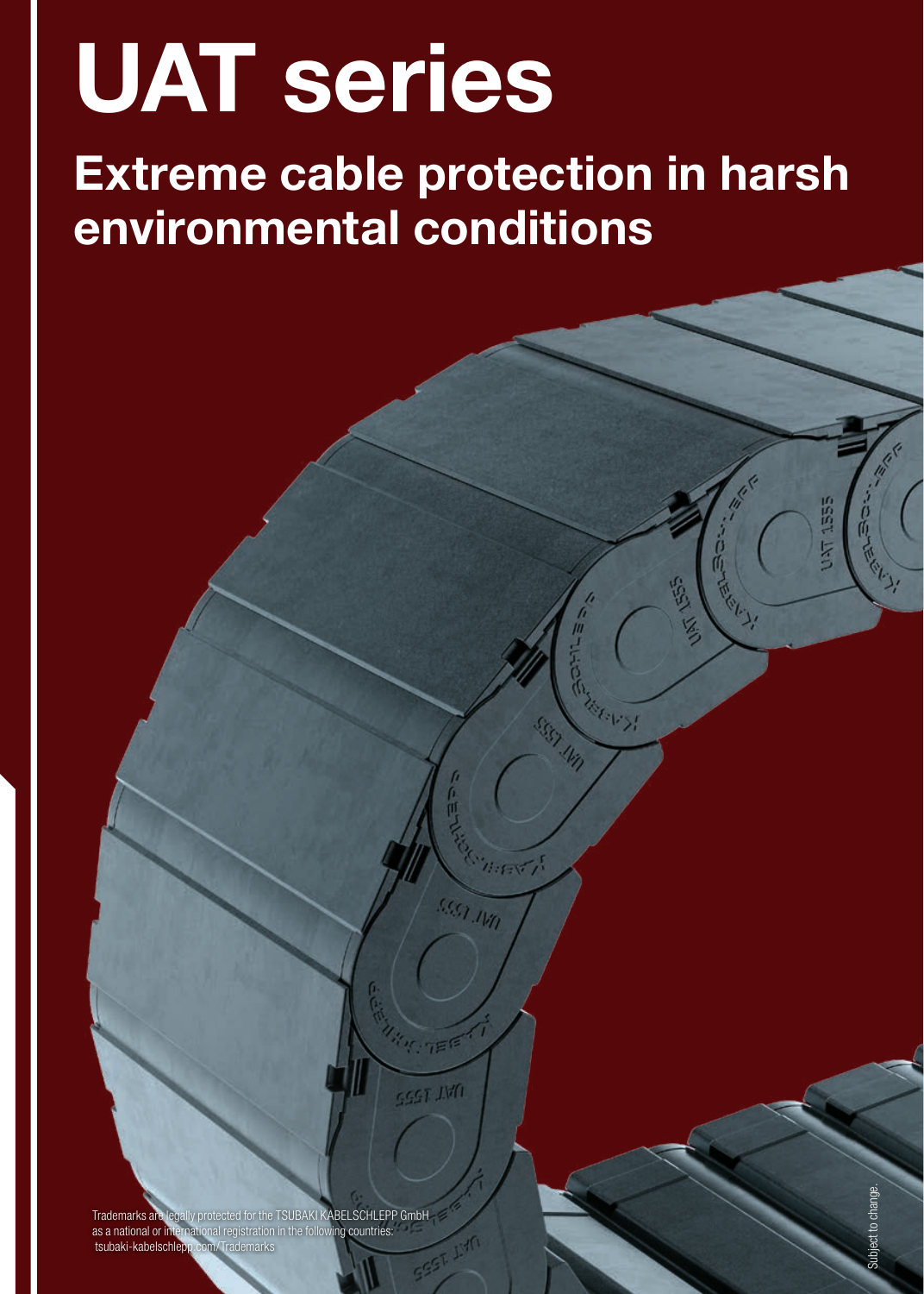# UAT series

## Extreme cable protection in harsh environmental conditions

Trademarks are legally protected for the TSUBAKI KABELSCHLEPP GmbH as a national or international registration in the following countries: tsubaki-kabelschlepp.com/Trademarks

Subject to change.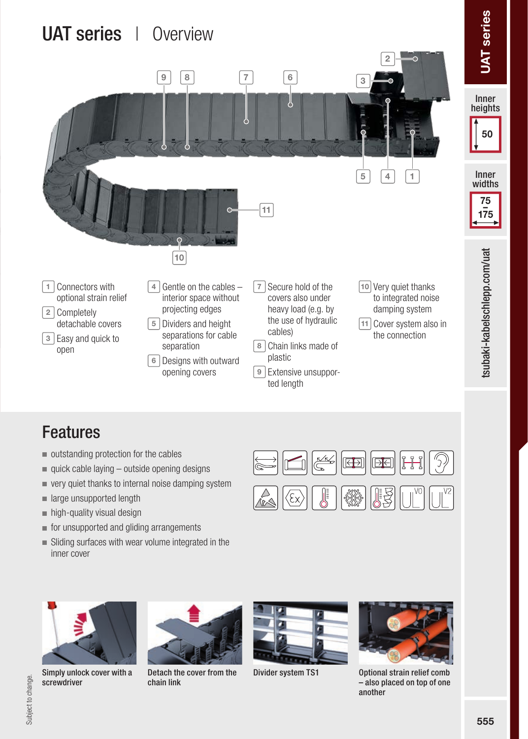# UAT series | Overview

1 Connectors with optional strain relief

2 Completely detachable covers

3 Easy and quick to open

4 Gentle on the cables – interior space without projecting edges

5 Dividers and height separations for cable separation

6 Designs with outward opening covers

7 Secure hold of the covers also under heavy load (e.g. by the use of hydraulic cables)

8 Chain links made of plastic

9 Extensive unsupported length

10 Very quiet thanks to integrated noise damping system

11 Cover system also in the connection

Inner heights: 50

Inner widths: 75 – 175

tsubaki-kabelschlepp.com/uat

## Features

- outstanding protection for the cables
- quick cable laying – outside opening designs
- very quiet thanks to internal noise damping system
- large unsupported length
- high-quality visual design
- for unsupported and gliding arrangements
- Sliding surfaces with wear volume integrated in the inner cover

Simply unlock cover with a screwdriver

Detach the cover from the chain link

Divider system TS1

Optional strain relief comb – also placed on top of one another

Subject to change.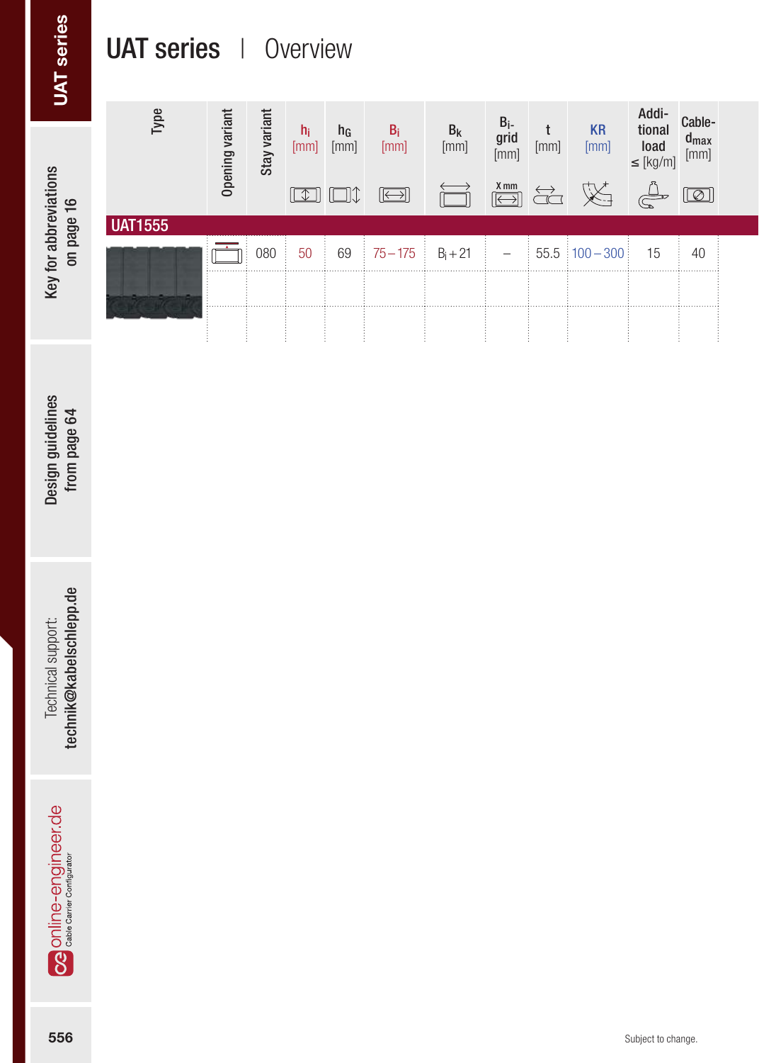# UAT series | Overview

| Type | Opening variant | Stay variant | $h_i$ [mm] | $h_G$ [mm] | $B_i$ [mm] | $B_k$ [mm] | $B_i$-grid [mm] | t [mm] | KR [mm] | Additional load ≤ [kg/m] | Cable-$d_{max}$ [mm] |
|---|---|---|---|---|---|---|---|---|---|---|---|
| **UAT1555** | | | | | | | | | | | |
| | | 080 | 50 | 69 | 75 – 175 | $B_i$ + 21 | – | 55.5 | 100 – 300 | 15 | 40 |

Key for abbreviations on page 16

Design guidelines from page 64

Technical support: technik@kabelschlepp.de

online-engineer.de Cable Carrier Configurator

Subject to change.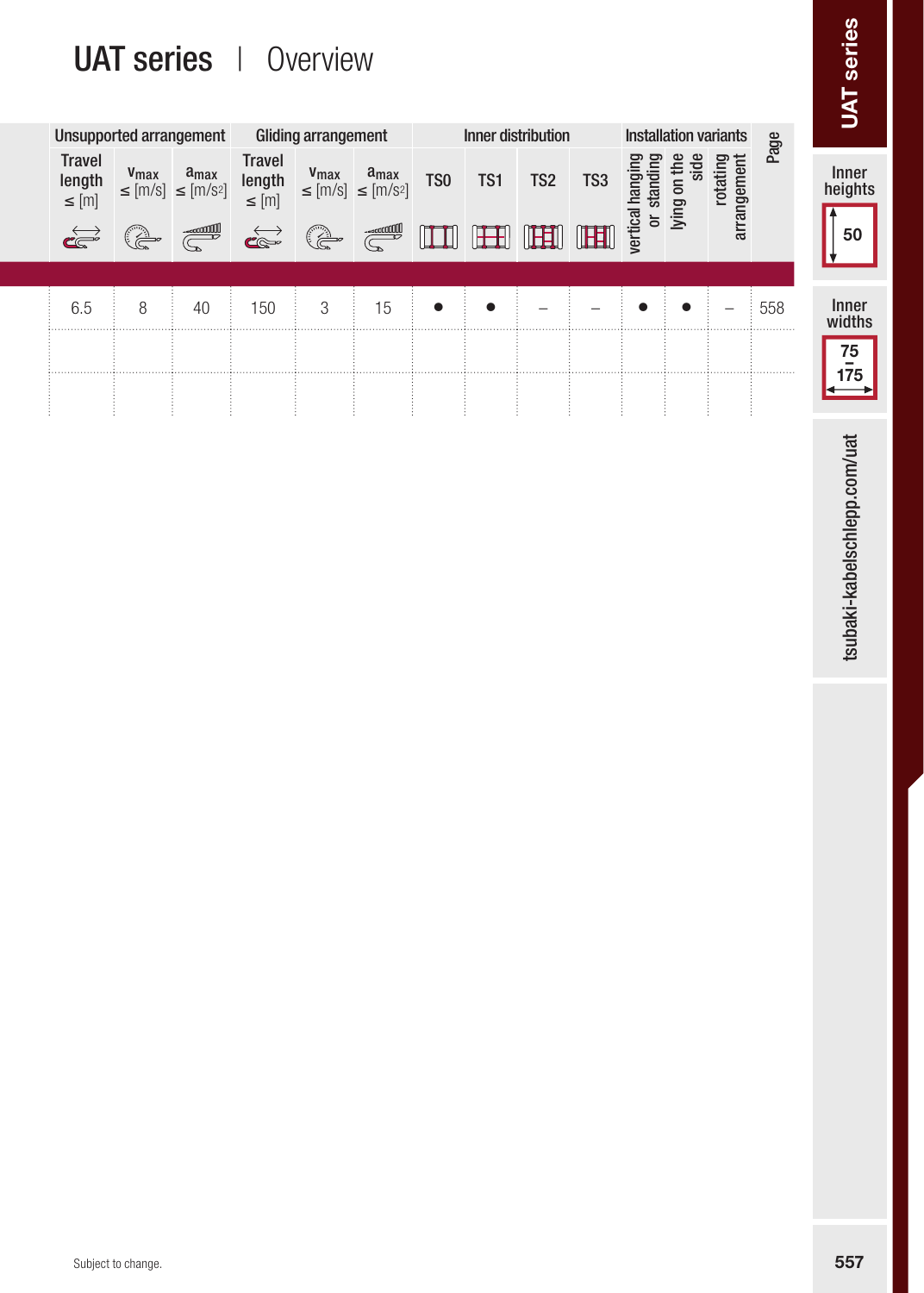# UAT series | Overview

| Unsupported arrangement | | | Gliding arrangement | | | Inner distribution | | | | Installation variants | | | Page |
|---|---|---|---|---|---|---|---|---|---|---|---|---|---|
| Travel length ≤ [m] | $v_{max}$ ≤ [m/s] | $a_{max}$ ≤ [m/s²] | Travel length ≤ [m] | $v_{max}$ ≤ [m/s] | $a_{max}$ ≤ [m/s²] | TS0 | TS1 | TS2 | TS3 | vertical hanging or standing | lying on the side | rotating arrangement | |
| 6.5 | 8 | 40 | 150 | 3 | 15 | ● | ● | – | – | ● | ● | – | 558 |

UAT series

Inner heights

50

Inner widths

75 – 175

tsubaki-kabelschlepp.com/uat

Subject to change.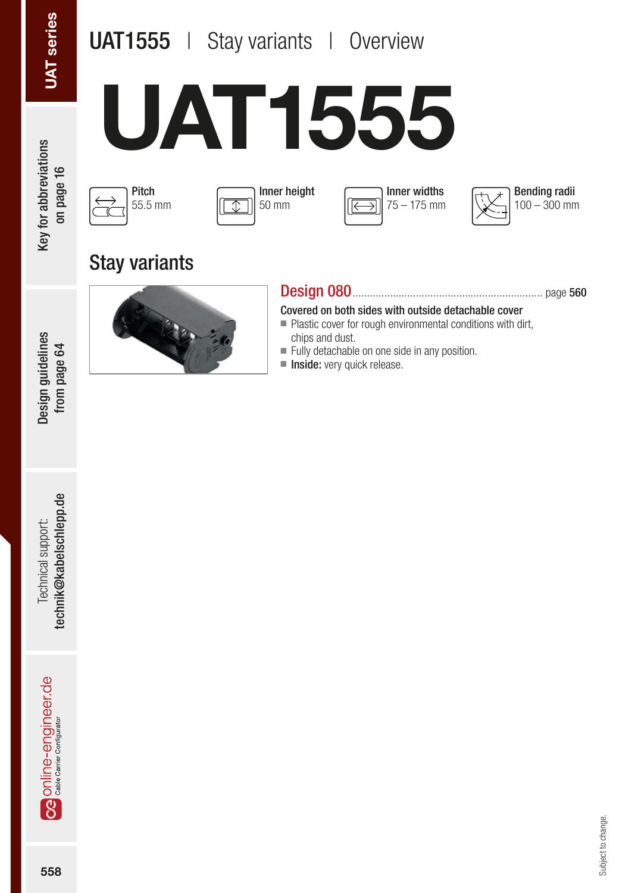# UAT1555 | Stay variants | Overview

# UAT1555

| Pitch | Inner height | Inner widths | Bending radii |
|---|---|---|---|
| 55.5 mm | 50 mm | 75 – 175 mm | 100 – 300 mm |

## Stay variants

### Design 080 ........ page 560

**Covered on both sides with outside detachable cover**

- Plastic cover for rough environmental conditions with dirt, chips and dust.
- Fully detachable on one side in any position.
- **Inside:** very quick release.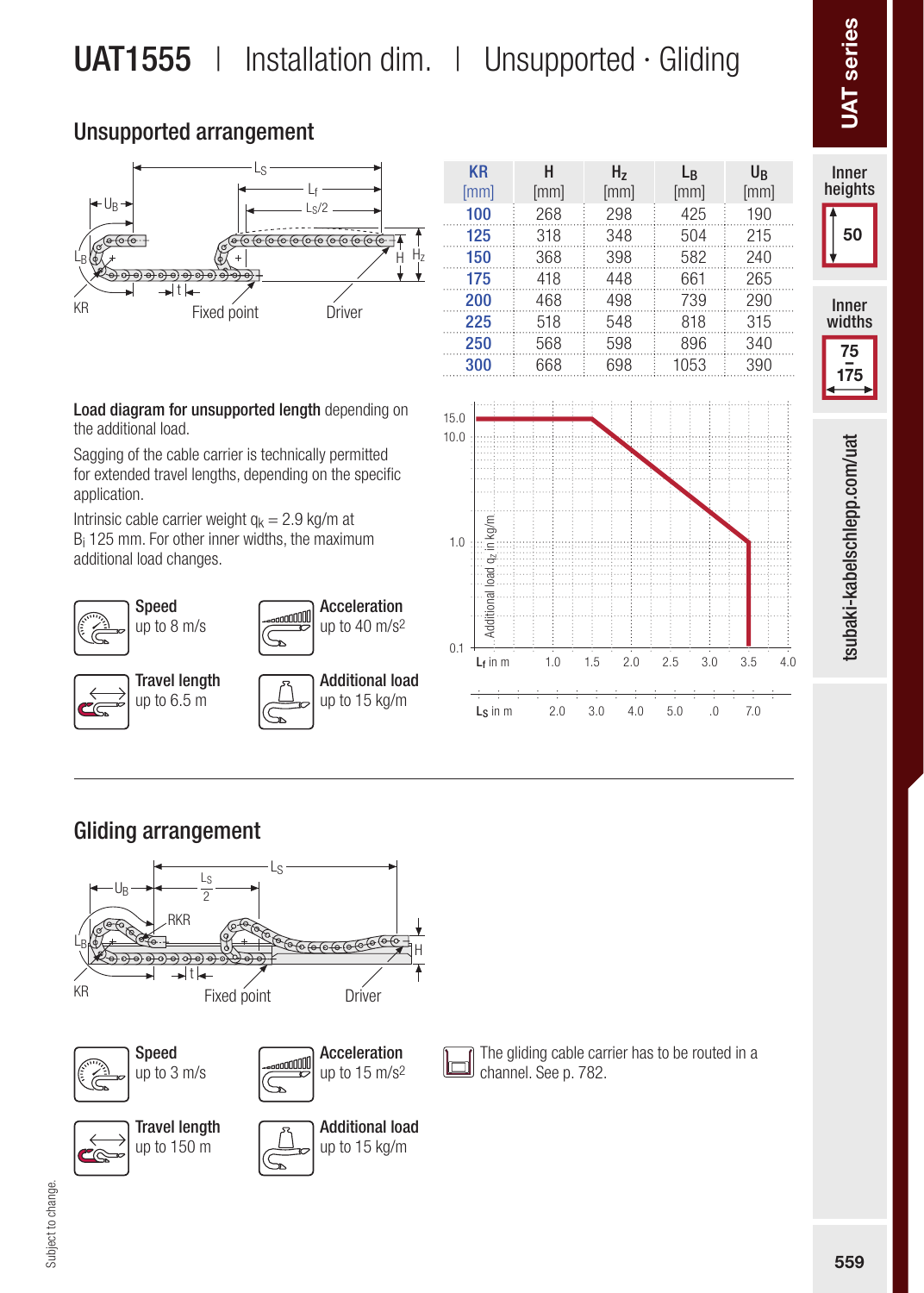# UAT1555 | Installation dim. | Unsupported · Gliding

## Unsupported arrangement

| KR [mm] | H [mm] | $H_z$ [mm] | $L_B$ [mm] | $U_B$ [mm] |
|---|---|---|---|---|
| 100 | 268 | 298 | 425 | 190 |
| 125 | 318 | 348 | 504 | 215 |
| 150 | 368 | 398 | 582 | 240 |
| 175 | 418 | 448 | 661 | 265 |
| 200 | 468 | 498 | 739 | 290 |
| 225 | 518 | 548 | 818 | 315 |
| 250 | 568 | 598 | 896 | 340 |
| 300 | 668 | 698 | 1053 | 390 |

**Load diagram for unsupported length** depending on the additional load.

Sagging of the cable carrier is technically permitted for extended travel lengths, depending on the specific application.

Intrinsic cable carrier weight $q_k$ = 2.9 kg/m at $B_i$ 125 mm. For other inner widths, the maximum additional load changes.

**Speed** up to 8 m/s

**Acceleration** up to 40 m/s²

**Travel length** up to 6.5 m

**Additional load** up to 15 kg/m

## Gliding arrangement

**Speed** up to 3 m/s

**Acceleration** up to 15 m/s²

**Travel length** up to 150 m

**Additional load** up to 15 kg/m

The gliding cable carrier has to be routed in a channel. See p. 782.

Subject to change.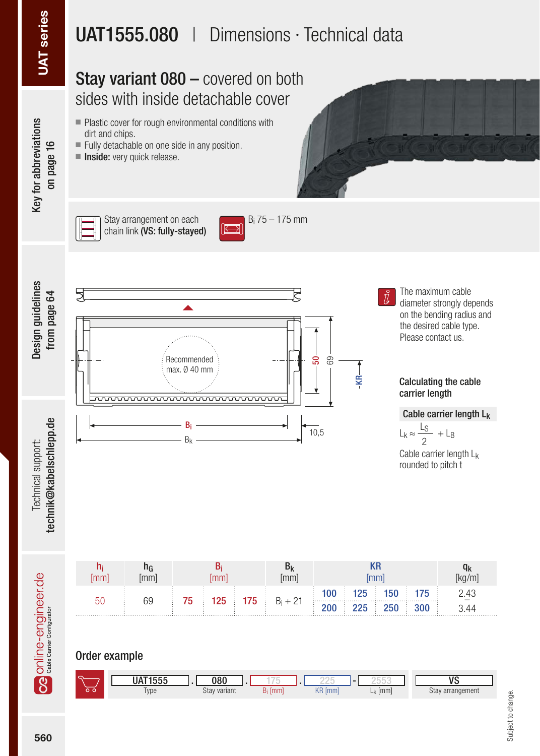# UAT1555.080 | Dimensions · Technical data

## Stay variant 080 – covered on both sides with inside detachable cover

- Plastic cover for rough environmental conditions with dirt and chips.
- Fully detachable on one side in any position.
- **Inside:** very quick release.

Stay arrangement on each chain link **(VS: fully-stayed)**

$B_i$ 75 – 175 mm

Recommended max. Ø 40 mm

The maximum cable diameter strongly depends on the bending radius and the desired cable type. Please contact us.

### Calculating the cable carrier length

**Cable carrier length $L_k$**

$$L_k \approx \frac{L_S}{2} + L_B$$

Cable carrier length $L_k$ rounded to pitch t

| $h_i$ [mm] | $h_G$ [mm] | $B_i$ [mm] | | | $B_k$ [mm] | KR [mm] | | | | $q_k$ [kg/m] |
|---|---|---|---|---|---|---|---|---|---|---|
| 50 | 69 | 75 | 125 | 175 | $B_i$ + 21 | 100 | 125 | 150 | 175 | 2.43 |
| | | | | | | 200 | 225 | 250 | 300 | 3.44 |

## Order example

| UAT1555 | . | 080 | . | 175 | . | 225 | - | 2553 | VS |
|---|---|---|---|---|---|---|---|---|---|
| Type | | Stay variant | | $B_i$ [mm] | | KR [mm] | | $L_k$ [mm] | Stay arrangement |

Subject to change.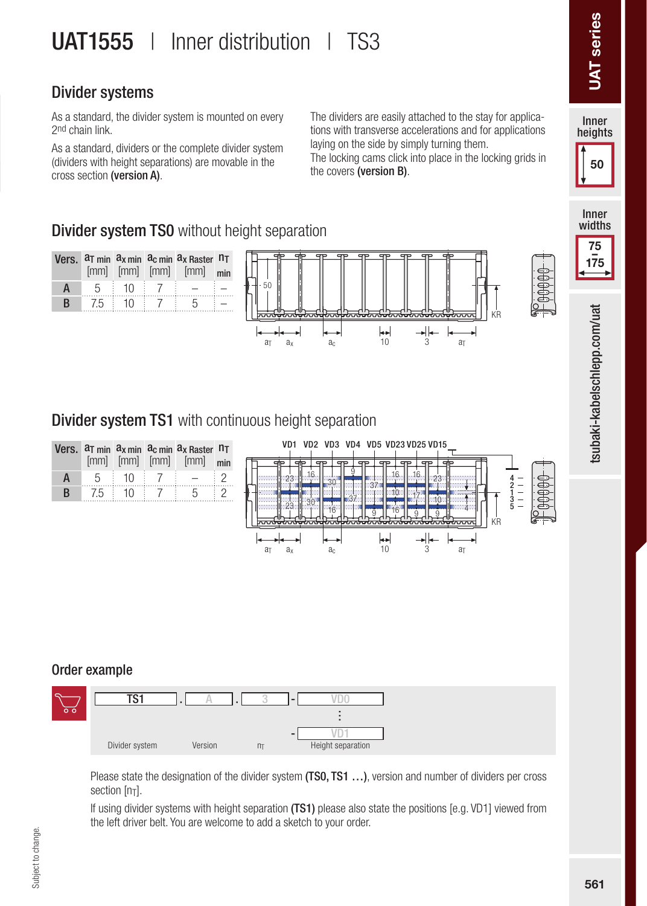# UAT1555 | Inner distribution | TS3

## Divider systems

As a standard, the divider system is mounted on every 2nd chain link.

As a standard, dividers or the complete divider system (dividers with height separations) are movable in the cross section **(version A)**.

The dividers are easily attached to the stay for applications with transverse accelerations and for applications laying on the side by simply turning them.
The locking cams click into place in the locking grids in the covers **(version B)**.

## Divider system TS0 without height separation

| Vers. | $a_{T\,min}$ [mm] | $a_{x\,min}$ [mm] | $a_{c\,min}$ [mm] | $a_{x\,Raster}$ [mm] | $n_{T\,min}$ |
|---|---|---|---|---|---|
| A | 5 | 10 | 7 | – | – |
| B | 7.5 | 10 | 7 | 5 | – |

## Divider system TS1 with continuous height separation

| Vers. | $a_{T\,min}$ [mm] | $a_{x\,min}$ [mm] | $a_{c\,min}$ [mm] | $a_{x\,Raster}$ [mm] | $n_{T\,min}$ |
|---|---|---|---|---|---|
| A | 5 | 10 | 7 | – | 2 |
| B | 7.5 | 10 | 7 | 5 | 2 |

## Order example

| TS1 | . | A | . | 3 | - | VD0 |
|---|---|---|---|---|---|---|
| | | | | | | ⋮ |
| | | | | | - | VD1 |
| Divider system | | Version | | $n_T$ | | Height separation |

Please state the designation of the divider system **(TS0, TS1 …)**, version and number of dividers per cross section [$n_T$].

If using divider systems with height separation **(TS1)** please also state the positions [e.g. VD1] viewed from the left driver belt. You are welcome to add a sketch to your order.

Subject to change.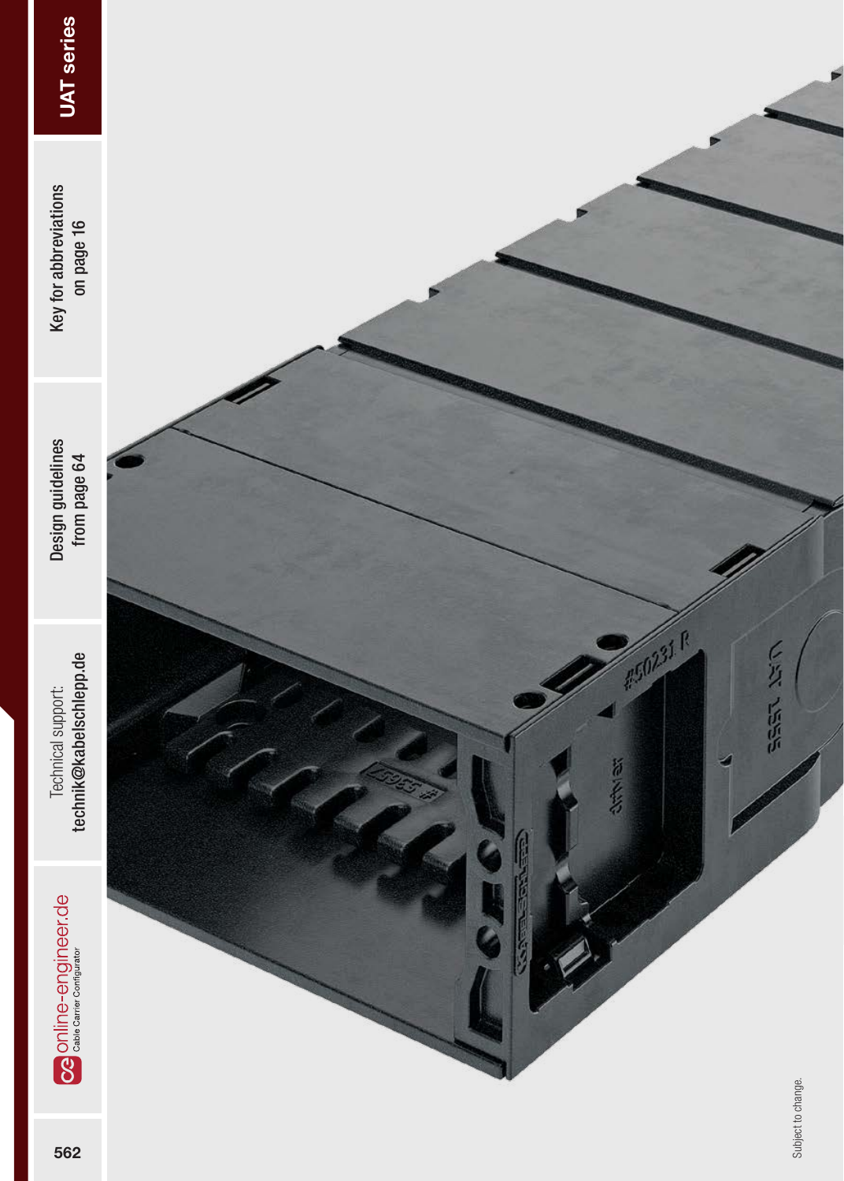Subject to change.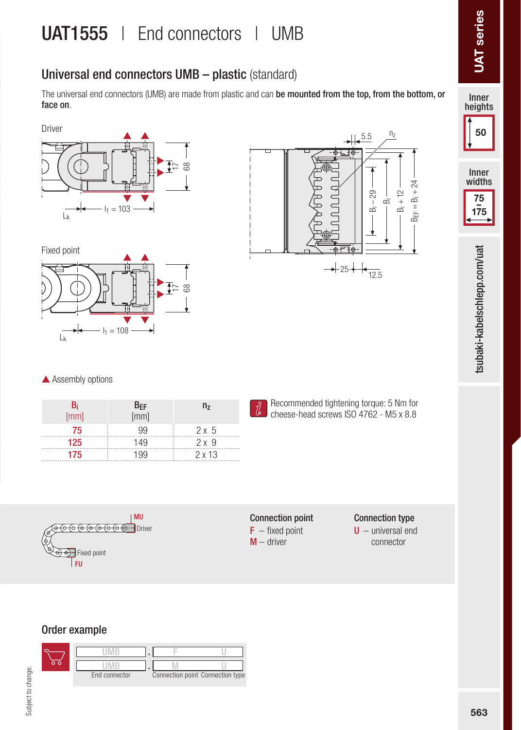# UAT1555 | End connectors | UMB

## Universal end connectors UMB – plastic (standard)

The universal end connectors (UMB) are made from plastic and can **be mounted from the top, from the bottom, or face on**.

Driver

$l_1 = 103$

$L_k$

17

68

Fixed point

$l_1 = 108$

$L_k$

17

68

5.5

$n_z$

$B_i - 29$

$B_i$

$B_i + 12$

$B_{EF} = B_i + 24$

25

12.5

▲ Assembly options

| $B_i$ [mm] | $B_{EF}$ [mm] | $n_z$ |
|---|---|---|
| **75** | 99 | 2 x 5 |
| **125** | 149 | 2 x 9 |
| **175** | 199 | 2 x 13 |

Recommended tightening torque: 5 Nm for cheese-head screws ISO 4762 - M5 x 8.8

MU

Driver

Fixed point

FU

**Connection point**
**F** – fixed point
**M** – driver

**Connection type**
**U** – universal end connector

## Order example

| End connector | | Connection point | Connection type |
|---|---|---|---|
| UMB | . | F | U |
| UMB | . | M | U |

Subject to change.